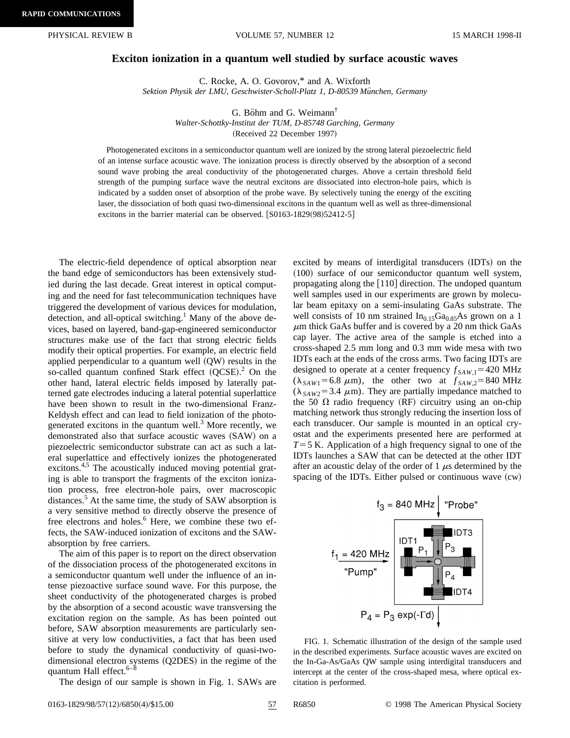RAPID COMMUNICATIONS

# Exciton ionization in a quantum well studied by surface acoustic waves

C. Rocke, A. O. Govorov,* and A. Wixforth
*Sektion Physik der LMU, Geschwister-Scholl-Platz 1, D-80539 München, Germany*

G. Böhm and G. Weimann†
*Walter-Schottky-Institut der TUM, D-85748 Garching, Germany*
(Received 22 December 1997)

Photogenerated excitons in a semiconductor quantum well are ionized by the strong lateral piezoelectric field of an intense surface acoustic wave. The ionization process is directly observed by the absorption of a second sound wave probing the areal conductivity of the photogenerated charges. Above a certain threshold field strength of the pumping surface wave the neutral excitons are dissociated into electron-hole pairs, which is indicated by a sudden onset of absorption of the probe wave. By selectively tuning the energy of the exciting laser, the dissociation of both quasi two-dimensional excitons in the quantum well as well as three-dimensional excitons in the barrier material can be observed. [S0163-1829(98)52412-5]

The electric-field dependence of optical absorption near the band edge of semiconductors has been extensively studied during the last decade. Great interest in optical computing and the need for fast telecommunication techniques have triggered the development of various devices for modulation, detection, and all-optical switching.[1] Many of the above devices, based on layered, band-gap-engineered semiconductor structures make use of the fact that strong electric fields modify their optical properties. For example, an electric field applied perpendicular to a quantum well (QW) results in the so-called quantum confined Stark effect (QCSE).[2] On the other hand, lateral electric fields imposed by laterally patterned gate electrodes inducing a lateral potential superlattice have been shown to result in the two-dimensional Franz-Keldysh effect and can lead to field ionization of the photogenerated excitons in the quantum well.[3] More recently, we demonstrated also that surface acoustic waves (SAW) on a piezoelectric semiconductor substrate can act as such a lateral superlattice and effectively ionizes the photogenerated excitons.[4,5] The acoustically induced moving potential grating is able to transport the fragments of the exciton ionization process, free electron-hole pairs, over macroscopic distances.[5] At the same time, the study of SAW absorption is a very sensitive method to directly observe the presence of free electrons and holes.[6] Here, we combine these two effects, the SAW-induced ionization of excitons and the SAW-absorption by free carriers.

The aim of this paper is to report on the direct observation of the dissociation process of the photogenerated excitons in a semiconductor quantum well under the influence of an intense piezoactive surface sound wave. For this purpose, the sheet conductivity of the photogenerated charges is probed by the absorption of a second acoustic wave transversing the excitation region on the sample. As has been pointed out before, SAW absorption measurements are particularly sensitive at very low conductivities, a fact that has been used before to study the dynamical conductivity of quasi-two-dimensional electron systems (Q2DES) in the regime of the quantum Hall effect.[6–8]

The design of our sample is shown in Fig. 1. SAWs are excited by means of interdigital transducers (IDTs) on the (100) surface of our semiconductor quantum well system, propagating along the [110] direction. The undoped quantum well samples used in our experiments are grown by molecular beam epitaxy on a semi-insulating GaAs substrate. The well consists of 10 nm strained $In_{0.15}Ga_{0.85}As$ grown on a 1 $\mu$m thick GaAs buffer and is covered by a 20 nm thick GaAs cap layer. The active area of the sample is etched into a cross-shaped 2.5 mm long and 0.3 mm wide mesa with two IDTs each at the ends of the cross arms. Two facing IDTs are designed to operate at a center frequency $f_{SAW,1} = 420$ MHz ($\lambda_{SAW1} = 6.8$ $\mu$m), the other two at $f_{SAW,2} = 840$ MHz ($\lambda_{SAW2} = 3.4$ $\mu$m). They are partially impedance matched to the 50 $\Omega$ radio frequency (RF) circuitry using an on-chip matching network thus strongly reducing the insertion loss of each transducer. Our sample is mounted in an optical cryostat and the experiments presented here are performed at $T = 5$ K. Application of a high frequency signal to one of the IDTs launches a SAW that can be detected at the other IDT after an acoustic delay of the order of 1 $\mu$s determined by the spacing of the IDTs. Either pulsed or continuous wave (cw)

$f_3 = 840$ MHz "Probe"
IDT1
IDT3
$P_1$
$P_3$
$f_1 = 420$ MHz
"Pump"
$P_4$
IDT4
$P_4 = P_3 \exp(-\Gamma d)$

FIG. 1. Schematic illustration of the design of the sample used in the described experiments. Surface acoustic waves are excited on the In-Ga-As/GaAs QW sample using interdigital transducers and intercept at the center of the cross-shaped mesa, where optical excitation is performed.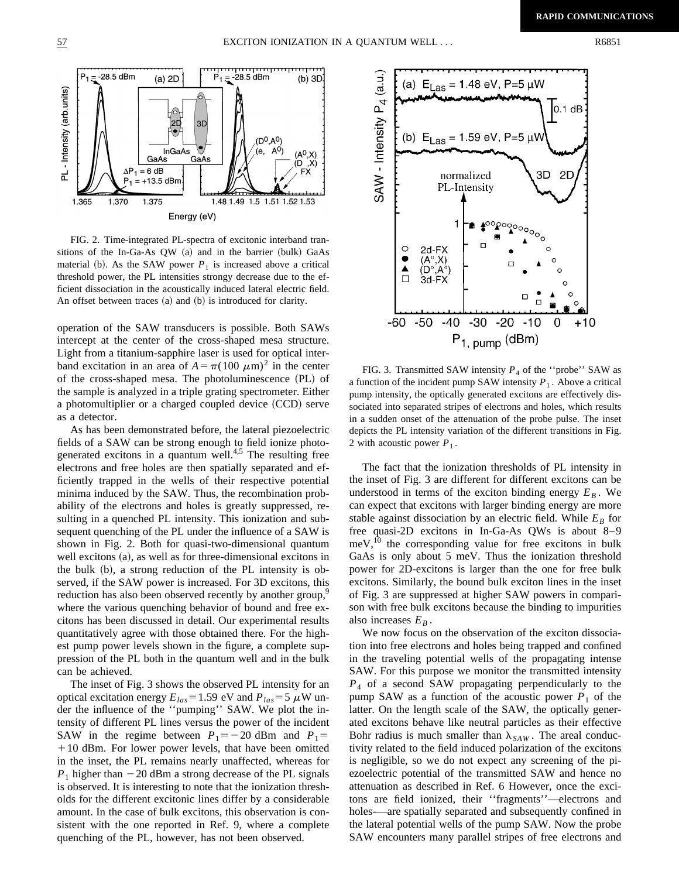P$_1$ = -28.5 dBm

(a) 2D

P$_1$ = -28.5 dBm

(b) 3D

PL - Intensity (arb.units)

2D

3D

InGaAs

GaAs

GaAs

(D$^0$,A$^0$)

(e, A$^0$)

(A$^0$,X)

(D$^0$,X)

FX

ΔP$_1$ = 6 dB

P$_1$ = +13.5 dBm

1.365 1.370 1.375

1.48 1.49 1.5 1.51 1.52 1.53

Energy (eV)

FIG. 2. Time-integrated PL-spectra of excitonic interband transitions of the In-Ga-As QW (a) and in the barrier (bulk) GaAs material (b). As the SAW power $P_1$ is increased above a critical threshold power, the PL intensities strongy decrease due to the efficient dissociation in the acoustically induced lateral electric field. An offset between traces (a) and (b) is introduced for clarity.

operation of the SAW transducers is possible. Both SAWs intercept at the center of the cross-shaped mesa structure. Light from a titanium-sapphire laser is used for optical interband excitation in an area of $A=\pi(100\ \mu\text{m})^2$ in the center of the cross-shaped mesa. The photoluminescence (PL) of the sample is analyzed in a triple grating spectrometer. Either a photomultiplier or a charged coupled device (CCD) serve as a detector.

As has been demonstrated before, the lateral piezoelectric fields of a SAW can be strong enough to field ionize photogenerated excitons in a quantum well.[4,5] The resulting free electrons and free holes are then spatially separated and efficiently trapped in the wells of their respective potential minima induced by the SAW. Thus, the recombination probability of the electrons and holes is greatly suppressed, resulting in a quenched PL intensity. This ionization and subsequent quenching of the PL under the influence of a SAW is shown in Fig. 2. Both for quasi-two-dimensional quantum well excitons (a), as well as for three-dimensional excitons in the bulk (b), a strong reduction of the PL intensity is observed, if the SAW power is increased. For 3D excitons, this reduction has also been observed recently by another group,[9] where the various quenching behavior of bound and free excitons has been discussed in detail. Our experimental results quantitatively agree with those obtained there. For the highest pump power levels shown in the figure, a complete suppression of the PL both in the quantum well and in the bulk can be achieved.

The inset of Fig. 3 shows the observed PL intensity for an optical excitation energy $E_{las}=1.59$ eV and $P_{las}=5\ \mu$W under the influence of the "pumping" SAW. We plot the intensity of different PL lines versus the power of the incident SAW in the regime between $P_1=-20$ dBm and $P_1=+10$ dBm. For lower power levels, that have been omitted in the inset, the PL remains nearly unaffected, whereas for $P_1$ higher than $-20$ dBm a strong decrease of the PL signals is observed. It is interesting to note that the ionization thresholds for the different excitonic lines differ by a considerable amount. In the case of bulk excitons, this observation is consistent with the one reported in Ref. 9, where a complete quenching of the PL, however, has not been observed.

(a) $E_{Las}$ = 1.48 eV, P=5 μW

0.1 dB

(b) $E_{Las}$ = 1.59 eV, P=5 μW

3D 2D

normalized PL-Intensity

SAW - Intensity P$_4$ (a.u.)

1

2d-FX

(A°,X)

(D°,A°)

3d-FX

-60 -50 -40 -30 -20 -10 0 +10

P$_{1,\ pump}$ (dBm)

FIG. 3. Transmitted SAW intensity $P_4$ of the "probe" SAW as a function of the incident pump SAW intensity $P_1$. Above a critical pump intensity, the optically generated excitons are effectively dissociated into separated stripes of electrons and holes, which results in a sudden onset of the attenuation of the probe pulse. The inset depicts the PL intensity variation of the different transitions in Fig. 2 with acoustic power $P_1$.

The fact that the ionization thresholds of PL intensity in the inset of Fig. 3 are different for different excitons can be understood in terms of the exciton binding energy $E_B$. We can expect that excitons with larger binding energy are more stable against dissociation by an electric field. While $E_B$ for free quasi-2D excitons in In-Ga-As QWs is about 8–9 meV,[10] the corresponding value for free excitons in bulk GaAs is only about 5 meV. Thus the ionization threshold power for 2D-excitons is larger than the one for free bulk excitons. Similarly, the bound bulk exciton lines in the inset of Fig. 3 are suppressed at higher SAW powers in comparison with free bulk excitons because the binding to impurities also increases $E_B$.

We now focus on the observation of the exciton dissociation into free electrons and holes being trapped and confined in the traveling potential wells of the propagating intense SAW. For this purpose we monitor the transmitted intensity $P_4$ of a second SAW propagating perpendicularly to the pump SAW as a function of the acoustic power $P_1$ of the latter. On the length scale of the SAW, the optically generated excitons behave like neutral particles as their effective Bohr radius is much smaller than $\lambda_{SAW}$. The areal conductivity related to the field induced polarization of the excitons is negligible, so we do not expect any screening of the piezoelectric potential of the transmitted SAW and hence no attenuation as described in Ref. 6 However, once the excitons are field ionized, their "fragments"—electrons and holes—are spatially separated and subsequently confined in the lateral potential wells of the pump SAW. Now the probe SAW encounters many parallel stripes of free electrons and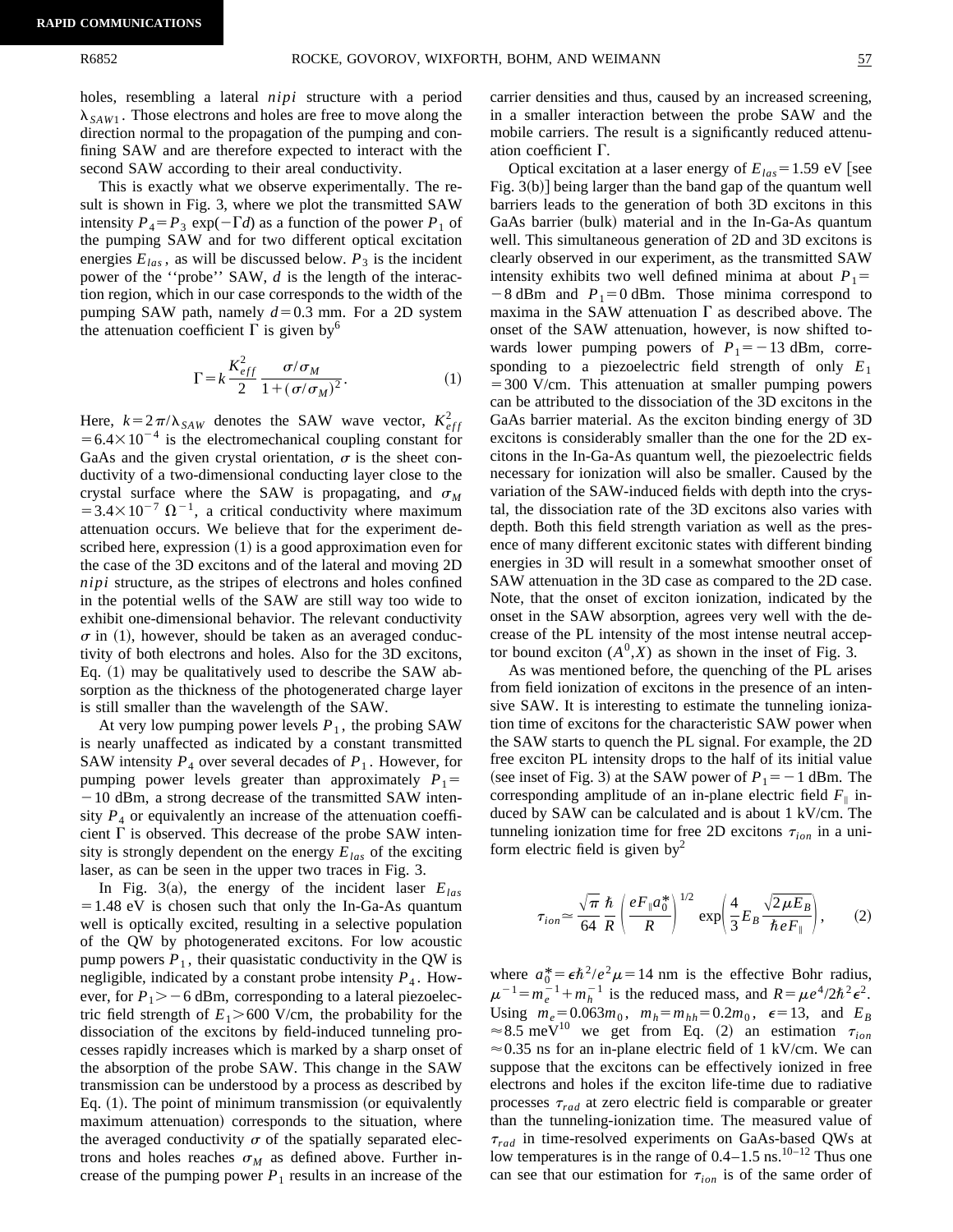holes, resembling a lateral *nipi* structure with a period $\lambda_{SAW1}$. Those electrons and holes are free to move along the direction normal to the propagation of the pumping and confining SAW and are therefore expected to interact with the second SAW according to their areal conductivity.

This is exactly what we observe experimentally. The result is shown in Fig. 3, where we plot the transmitted SAW intensity $P_4 = P_3 \exp(-\Gamma d)$ as a function of the power $P_1$ of the pumping SAW and for two different optical excitation energies $E_{las}$, as will be discussed below. $P_3$ is the incident power of the "probe" SAW, $d$ is the length of the interaction region, which in our case corresponds to the width of the pumping SAW path, namely $d = 0.3$ mm. For a 2D system the attenuation coefficient $\Gamma$ is given by[6]

$$\Gamma = k \frac{K_{eff}^2}{2} \frac{\sigma/\sigma_M}{1 + (\sigma/\sigma_M)^2}. \tag{1}$$

Here, $k = 2\pi/\lambda_{SAW}$ denotes the SAW wave vector, $K_{eff}^2 = 6.4 \times 10^{-4}$ is the electromechanical coupling constant for GaAs and the given crystal orientation, $\sigma$ is the sheet conductivity of a two-dimensional conducting layer close to the crystal surface where the SAW is propagating, and $\sigma_M = 3.4 \times 10^{-7}\ \Omega^{-1}$, a critical conductivity where maximum attenuation occurs. We believe that for the experiment described here, expression (1) is a good approximation even for the case of the 3D excitons and of the lateral and moving 2D *nipi* structure, as the stripes of electrons and holes confined in the potential wells of the SAW are still way too wide to exhibit one-dimensional behavior. The relevant conductivity $\sigma$ in (1), however, should be taken as an averaged conductivity of both electrons and holes. Also for the 3D excitons, Eq. (1) may be qualitatively used to describe the SAW absorption as the thickness of the photogenerated charge layer is still smaller than the wavelength of the SAW.

At very low pumping power levels $P_1$, the probing SAW is nearly unaffected as indicated by a constant transmitted SAW intensity $P_4$ over several decades of $P_1$. However, for pumping power levels greater than approximately $P_1 = -10$ dBm, a strong decrease of the transmitted SAW intensity $P_4$ or equivalently an increase of the attenuation coefficient $\Gamma$ is observed. This decrease of the probe SAW intensity is strongly dependent on the energy $E_{las}$ of the exciting laser, as can be seen in the upper two traces in Fig. 3.

In Fig. 3(a), the energy of the incident laser $E_{las} = 1.48$ eV is chosen such that only the In-Ga-As quantum well is optically excited, resulting in a selective population of the QW by photogenerated excitons. For low acoustic pump powers $P_1$, their quasistatic conductivity in the QW is negligible, indicated by a constant probe intensity $P_4$. However, for $P_1 > -6$ dBm, corresponding to a lateral piezoelectric field strength of $E_1 > 600$ V/cm, the probability for the dissociation of the excitons by field-induced tunneling processes rapidly increases which is marked by a sharp onset of the absorption of the probe SAW. This change in the SAW transmission can be understood by a process as described by Eq. (1). The point of minimum transmission (or equivalently maximum attenuation) corresponds to the situation, where the averaged conductivity $\sigma$ of the spatially separated electrons and holes reaches $\sigma_M$ as defined above. Further increase of the pumping power $P_1$ results in an increase of the carrier densities and thus, caused by an increased screening, in a smaller interaction between the probe SAW and the mobile carriers. The result is a significantly reduced attenuation coefficient $\Gamma$.

Optical excitation at a laser energy of $E_{las} = 1.59$ eV [see Fig. 3(b)] being larger than the band gap of the quantum well barriers leads to the generation of both 3D excitons in this GaAs barrier (bulk) material and in the In-Ga-As quantum well. This simultaneous generation of 2D and 3D excitons is clearly observed in our experiment, as the transmitted SAW intensity exhibits two well defined minima at about $P_1 = -8$ dBm and $P_1 = 0$ dBm. Those minima correspond to maxima in the SAW attenuation $\Gamma$ as described above. The onset of the SAW attenuation, however, is now shifted towards lower pumping powers of $P_1 = -13$ dBm, corresponding to a piezoelectric field strength of only $E_1 = 300$ V/cm. This attenuation at smaller pumping powers can be attributed to the dissociation of the 3D excitons in the GaAs barrier material. As the exciton binding energy of 3D excitons is considerably smaller than the one for the 2D excitons in the In-Ga-As quantum well, the piezoelectric fields necessary for ionization will also be smaller. Caused by the variation of the SAW-induced fields with depth into the crystal, the dissociation rate of the 3D excitons also varies with depth. Both this field strength variation as well as the presence of many different excitonic states with different binding energies in 3D will result in a somewhat smoother onset of SAW attenuation in the 3D case as compared to the 2D case. Note, that the onset of exciton ionization, indicated by the onset in the SAW absorption, agrees very well with the decrease of the PL intensity of the most intense neutral acceptor bound exciton $(A^0,X)$ as shown in the inset of Fig. 3.

As was mentioned before, the quenching of the PL arises from field ionization of excitons in the presence of an intensive SAW. It is interesting to estimate the tunneling ionization time of excitons for the characteristic SAW power when the SAW starts to quench the PL signal. For example, the 2D free exciton PL intensity drops to the half of its initial value (see inset of Fig. 3) at the SAW power of $P_1 = -1$ dBm. The corresponding amplitude of an in-plane electric field $F_\parallel$ induced by SAW can be calculated and is about 1 kV/cm. The tunneling ionization time for free 2D excitons $\tau_{ion}$ in a uniform electric field is given by[2]

$$\tau_{ion} \simeq \frac{\sqrt{\pi}}{64} \frac{\hbar}{R} \left( \frac{eF_\parallel a_0^*}{R} \right)^{1/2} \exp\!\left( \frac{4}{3} E_B \frac{\sqrt{2\mu E_B}}{\hbar e F_\parallel} \right), \tag{2}$$

where $a_0^* = \epsilon \hbar^2 / e^2 \mu = 14$ nm is the effective Bohr radius, $\mu^{-1} = m_e^{-1} + m_h^{-1}$ is the reduced mass, and $R = \mu e^4 / 2\hbar^2 \epsilon^2$. Using $m_e = 0.063 m_0$, $m_h = m_{hh} = 0.2 m_0$, $\epsilon = 13$, and $E_B \approx 8.5$ meV[10] we get from Eq. (2) an estimation $\tau_{ion} \approx 0.35$ ns for an in-plane electric field of 1 kV/cm. We can suppose that the excitons can be effectively ionized in free electrons and holes if the exciton life-time due to radiative processes $\tau_{rad}$ at zero electric field is comparable or greater than the tunneling-ionization time. The measured value of $\tau_{rad}$ in time-resolved experiments on GaAs-based QWs at low temperatures is in the range of 0.4–1.5 ns.[10–12] Thus one can see that our estimation for $\tau_{ion}$ is of the same order of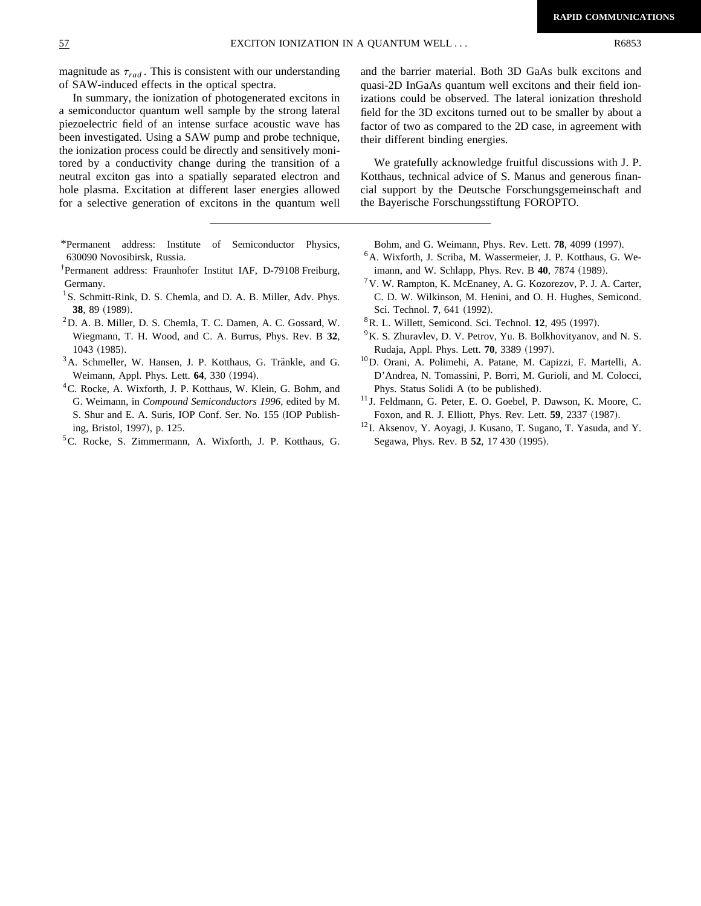magnitude as $\tau_{rad}$. This is consistent with our understanding of SAW-induced effects in the optical spectra.

In summary, the ionization of photogenerated excitons in a semiconductor quantum well sample by the strong lateral piezoelectric field of an intense surface acoustic wave has been investigated. Using a SAW pump and probe technique, the ionization process could be directly and sensitively monitored by a conductivity change during the transition of a neutral exciton gas into a spatially separated electron and hole plasma. Excitation at different laser energies allowed for a selective generation of excitons in the quantum well and the barrier material. Both 3D GaAs bulk excitons and quasi-2D InGaAs quantum well excitons and their field ionizations could be observed. The lateral ionization threshold field for the 3D excitons turned out to be smaller by about a factor of two as compared to the 2D case, in agreement with their different binding energies.

We gratefully acknowledge fruitful discussions with J. P. Kotthaus, technical advice of S. Manus and generous financial support by the Deutsche Forschungsgemeinschaft and the Bayerische Forschungsstiftung FOROPTO.

---

*Permanent address: Institute of Semiconductor Physics, 630090 Novosibirsk, Russia.

†Permanent address: Fraunhofer Institut IAF, D-79108 Freiburg, Germany.

[1] S. Schmitt-Rink, D. S. Chemla, and D. A. B. Miller, Adv. Phys. **38**, 89 (1989).

[2] D. A. B. Miller, D. S. Chemla, T. C. Damen, A. C. Gossard, W. Wiegmann, T. H. Wood, and C. A. Burrus, Phys. Rev. B **32**, 1043 (1985).

[3] A. Schmeller, W. Hansen, J. P. Kotthaus, G. Tränkle, and G. Weimann, Appl. Phys. Lett. **64**, 330 (1994).

[4] C. Rocke, A. Wixforth, J. P. Kotthaus, W. Klein, G. Bohm, and G. Weimann, in *Compound Semiconductors 1996*, edited by M. S. Shur and E. A. Suris, IOP Conf. Ser. No. 155 (IOP Publishing, Bristol, 1997), p. 125.

[5] C. Rocke, S. Zimmermann, A. Wixforth, J. P. Kotthaus, G. Bohm, and G. Weimann, Phys. Rev. Lett. **78**, 4099 (1997).

[6] A. Wixforth, J. Scriba, M. Wassermeier, J. P. Kotthaus, G. Weimann, and W. Schlapp, Phys. Rev. B **40**, 7874 (1989).

[7] V. W. Rampton, K. McEnaney, A. G. Kozorezov, P. J. A. Carter, C. D. W. Wilkinson, M. Henini, and O. H. Hughes, Semicond. Sci. Technol. **7**, 641 (1992).

[8] R. L. Willett, Semicond. Sci. Technol. **12**, 495 (1997).

[9] K. S. Zhuravlev, D. V. Petrov, Yu. B. Bolkhovityanov, and N. S. Rudaja, Appl. Phys. Lett. **70**, 3389 (1997).

[10] D. Orani, A. Polimehi, A. Patane, M. Capizzi, F. Martelli, A. D'Andrea, N. Tomassini, P. Borri, M. Gurioli, and M. Colocci, Phys. Status Solidi A (to be published).

[11] J. Feldmann, G. Peter, E. O. Goebel, P. Dawson, K. Moore, C. Foxon, and R. J. Elliott, Phys. Rev. Lett. **59**, 2337 (1987).

[12] I. Aksenov, Y. Aoyagi, J. Kusano, T. Sugano, T. Yasuda, and Y. Segawa, Phys. Rev. B **52**, 17 430 (1995).